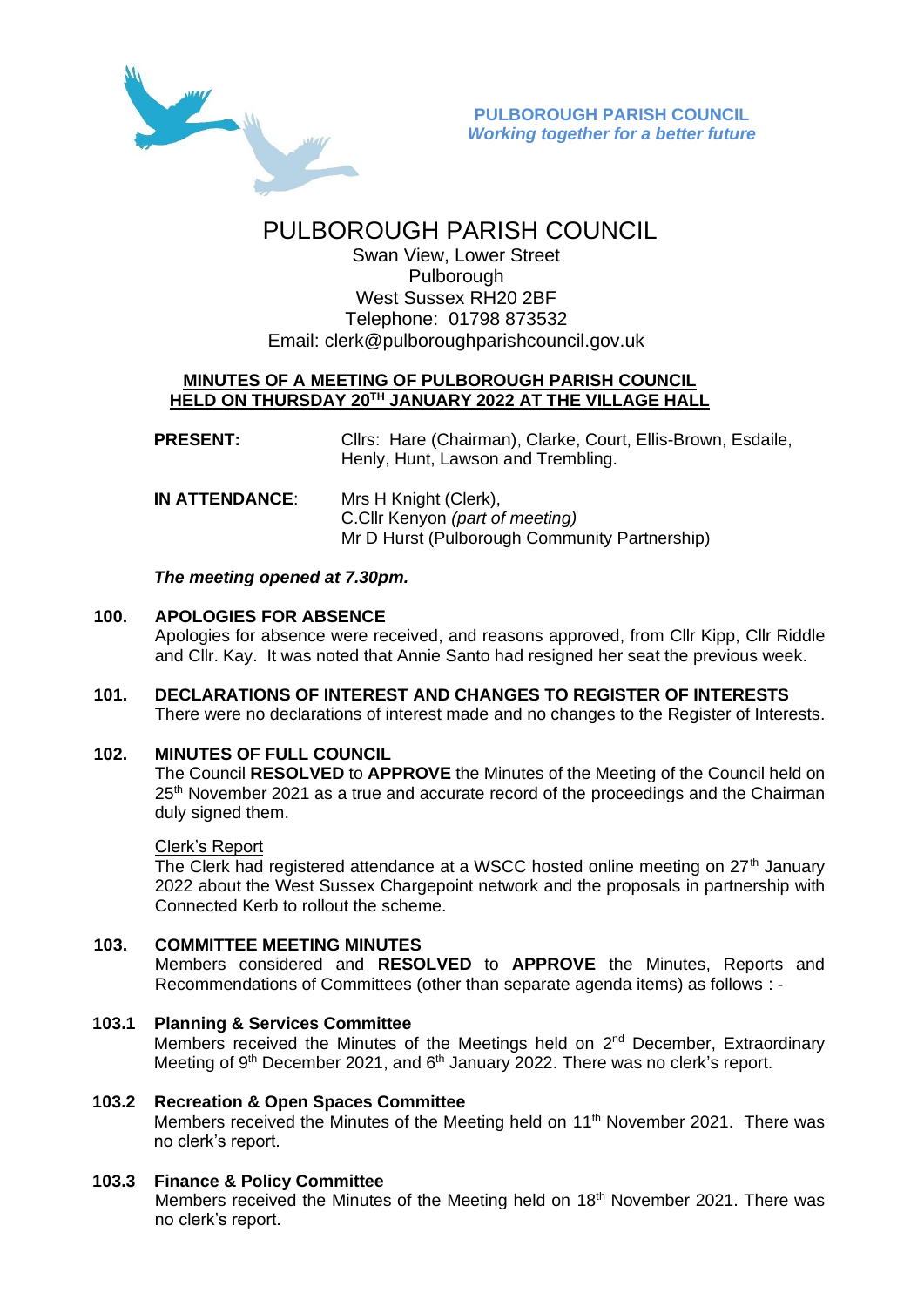**PULBOROUGH PARISH COUNCIL**
***Working together for a better future***

# PULBOROUGH PARISH COUNCIL

Swan View, Lower Street
Pulborough
West Sussex RH20 2BF
Telephone: 01798 873532
Email: clerk@pulboroughparishcouncil.gov.uk

## MINUTES OF A MEETING OF PULBOROUGH PARISH COUNCIL HELD ON THURSDAY 20TH JANUARY 2022 AT THE VILLAGE HALL

**PRESENT:** Cllrs: Hare (Chairman), Clarke, Court, Ellis-Brown, Esdaile, Henly, Hunt, Lawson and Trembling.

**IN ATTENDANCE:** Mrs H Knight (Clerk),
C.Cllr Kenyon *(part of meeting)*
Mr D Hurst (Pulborough Community Partnership)

***The meeting opened at 7.30pm.***

### 100. APOLOGIES FOR ABSENCE

Apologies for absence were received, and reasons approved, from Cllr Kipp, Cllr Riddle and Cllr. Kay. It was noted that Annie Santo had resigned her seat the previous week.

### 101. DECLARATIONS OF INTEREST AND CHANGES TO REGISTER OF INTERESTS

There were no declarations of interest made and no changes to the Register of Interests.

### 102. MINUTES OF FULL COUNCIL

The Council **RESOLVED** to **APPROVE** the Minutes of the Meeting of the Council held on 25th November 2021 as a true and accurate record of the proceedings and the Chairman duly signed them.

Clerk's Report

The Clerk had registered attendance at a WSCC hosted online meeting on 27th January 2022 about the West Sussex Chargepoint network and the proposals in partnership with Connected Kerb to rollout the scheme.

### 103. COMMITTEE MEETING MINUTES

Members considered and **RESOLVED** to **APPROVE** the Minutes, Reports and Recommendations of Committees (other than separate agenda items) as follows : -

### 103.1 Planning & Services Committee

Members received the Minutes of the Meetings held on 2nd December, Extraordinary Meeting of 9th December 2021, and 6th January 2022. There was no clerk's report.

### 103.2 Recreation & Open Spaces Committee

Members received the Minutes of the Meeting held on 11th November 2021. There was no clerk's report.

### 103.3 Finance & Policy Committee

Members received the Minutes of the Meeting held on 18th November 2021. There was no clerk's report.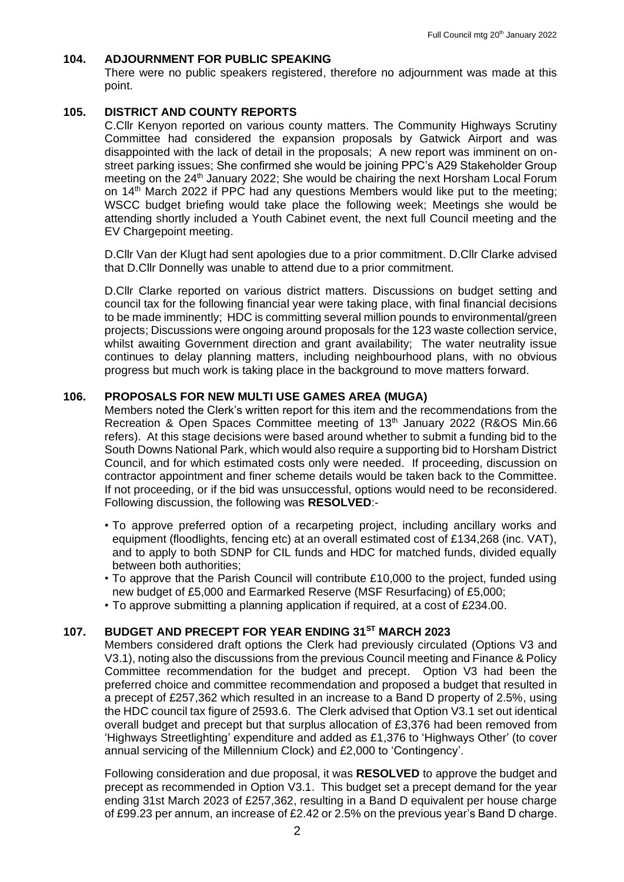## 104. ADJOURNMENT FOR PUBLIC SPEAKING

There were no public speakers registered, therefore no adjournment was made at this point.

## 105. DISTRICT AND COUNTY REPORTS

C.Cllr Kenyon reported on various county matters. The Community Highways Scrutiny Committee had considered the expansion proposals by Gatwick Airport and was disappointed with the lack of detail in the proposals; A new report was imminent on on-street parking issues; She confirmed she would be joining PPC's A29 Stakeholder Group meeting on the 24th January 2022; She would be chairing the next Horsham Local Forum on 14th March 2022 if PPC had any questions Members would like put to the meeting; WSCC budget briefing would take place the following week; Meetings she would be attending shortly included a Youth Cabinet event, the next full Council meeting and the EV Chargepoint meeting.

D.Cllr Van der Klugt had sent apologies due to a prior commitment. D.Cllr Clarke advised that D.Cllr Donnelly was unable to attend due to a prior commitment.

D.Cllr Clarke reported on various district matters. Discussions on budget setting and council tax for the following financial year were taking place, with final financial decisions to be made imminently; HDC is committing several million pounds to environmental/green projects; Discussions were ongoing around proposals for the 123 waste collection service, whilst awaiting Government direction and grant availability; The water neutrality issue continues to delay planning matters, including neighbourhood plans, with no obvious progress but much work is taking place in the background to move matters forward.

## 106. PROPOSALS FOR NEW MULTI USE GAMES AREA (MUGA)

Members noted the Clerk's written report for this item and the recommendations from the Recreation & Open Spaces Committee meeting of 13th January 2022 (R&OS Min.66 refers). At this stage decisions were based around whether to submit a funding bid to the South Downs National Park, which would also require a supporting bid to Horsham District Council, and for which estimated costs only were needed. If proceeding, discussion on contractor appointment and finer scheme details would be taken back to the Committee. If not proceeding, or if the bid was unsuccessful, options would need to be reconsidered. Following discussion, the following was **RESOLVED**:-

- To approve preferred option of a recarpeting project, including ancillary works and equipment (floodlights, fencing etc) at an overall estimated cost of £134,268 (inc. VAT), and to apply to both SDNP for CIL funds and HDC for matched funds, divided equally between both authorities;
- To approve that the Parish Council will contribute £10,000 to the project, funded using new budget of £5,000 and Earmarked Reserve (MSF Resurfacing) of £5,000;
- To approve submitting a planning application if required, at a cost of £234.00.

## 107. BUDGET AND PRECEPT FOR YEAR ENDING 31ST MARCH 2023

Members considered draft options the Clerk had previously circulated (Options V3 and V3.1), noting also the discussions from the previous Council meeting and Finance & Policy Committee recommendation for the budget and precept. Option V3 had been the preferred choice and committee recommendation and proposed a budget that resulted in a precept of £257,362 which resulted in an increase to a Band D property of 2.5%, using the HDC council tax figure of 2593.6. The Clerk advised that Option V3.1 set out identical overall budget and precept but that surplus allocation of £3,376 had been removed from 'Highways Streetlighting' expenditure and added as £1,376 to 'Highways Other' (to cover annual servicing of the Millennium Clock) and £2,000 to 'Contingency'.

Following consideration and due proposal, it was **RESOLVED** to approve the budget and precept as recommended in Option V3.1. This budget set a precept demand for the year ending 31st March 2023 of £257,362, resulting in a Band D equivalent per house charge of £99.23 per annum, an increase of £2.42 or 2.5% on the previous year's Band D charge.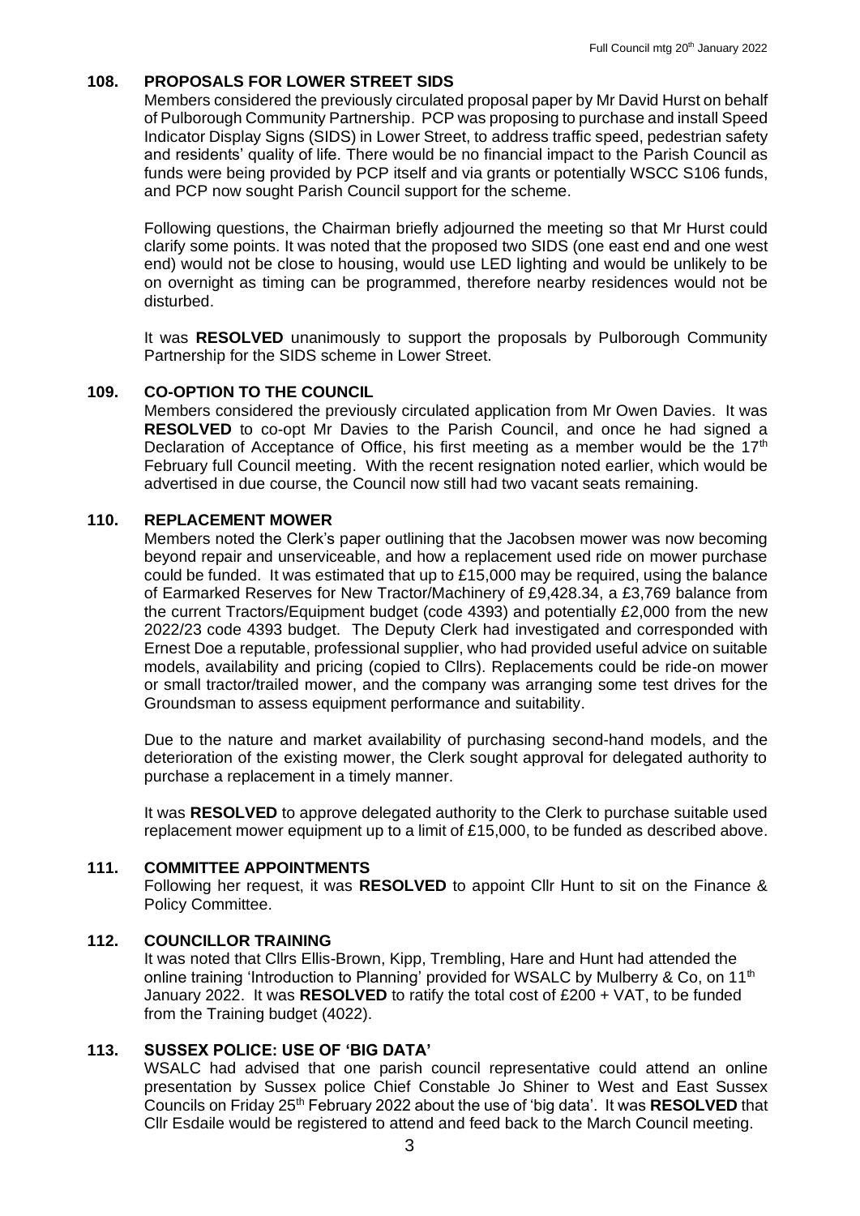## 108. PROPOSALS FOR LOWER STREET SIDS

Members considered the previously circulated proposal paper by Mr David Hurst on behalf of Pulborough Community Partnership. PCP was proposing to purchase and install Speed Indicator Display Signs (SIDS) in Lower Street, to address traffic speed, pedestrian safety and residents' quality of life. There would be no financial impact to the Parish Council as funds were being provided by PCP itself and via grants or potentially WSCC S106 funds, and PCP now sought Parish Council support for the scheme.

Following questions, the Chairman briefly adjourned the meeting so that Mr Hurst could clarify some points. It was noted that the proposed two SIDS (one east end and one west end) would not be close to housing, would use LED lighting and would be unlikely to be on overnight as timing can be programmed, therefore nearby residences would not be disturbed.

It was **RESOLVED** unanimously to support the proposals by Pulborough Community Partnership for the SIDS scheme in Lower Street.

## 109. CO-OPTION TO THE COUNCIL

Members considered the previously circulated application from Mr Owen Davies. It was **RESOLVED** to co-opt Mr Davies to the Parish Council, and once he had signed a Declaration of Acceptance of Office, his first meeting as a member would be the 17th February full Council meeting. With the recent resignation noted earlier, which would be advertised in due course, the Council now still had two vacant seats remaining.

## 110. REPLACEMENT MOWER

Members noted the Clerk's paper outlining that the Jacobsen mower was now becoming beyond repair and unserviceable, and how a replacement used ride on mower purchase could be funded. It was estimated that up to £15,000 may be required, using the balance of Earmarked Reserves for New Tractor/Machinery of £9,428.34, a £3,769 balance from the current Tractors/Equipment budget (code 4393) and potentially £2,000 from the new 2022/23 code 4393 budget. The Deputy Clerk had investigated and corresponded with Ernest Doe a reputable, professional supplier, who had provided useful advice on suitable models, availability and pricing (copied to Cllrs). Replacements could be ride-on mower or small tractor/trailed mower, and the company was arranging some test drives for the Groundsman to assess equipment performance and suitability.

Due to the nature and market availability of purchasing second-hand models, and the deterioration of the existing mower, the Clerk sought approval for delegated authority to purchase a replacement in a timely manner.

It was **RESOLVED** to approve delegated authority to the Clerk to purchase suitable used replacement mower equipment up to a limit of £15,000, to be funded as described above.

## 111. COMMITTEE APPOINTMENTS

Following her request, it was **RESOLVED** to appoint Cllr Hunt to sit on the Finance & Policy Committee.

## 112. COUNCILLOR TRAINING

It was noted that Cllrs Ellis-Brown, Kipp, Trembling, Hare and Hunt had attended the online training 'Introduction to Planning' provided for WSALC by Mulberry & Co, on 11th January 2022. It was **RESOLVED** to ratify the total cost of £200 + VAT, to be funded from the Training budget (4022).

## 113. SUSSEX POLICE: USE OF 'BIG DATA'

WSALC had advised that one parish council representative could attend an online presentation by Sussex police Chief Constable Jo Shiner to West and East Sussex Councils on Friday 25th February 2022 about the use of 'big data'. It was **RESOLVED** that Cllr Esdaile would be registered to attend and feed back to the March Council meeting.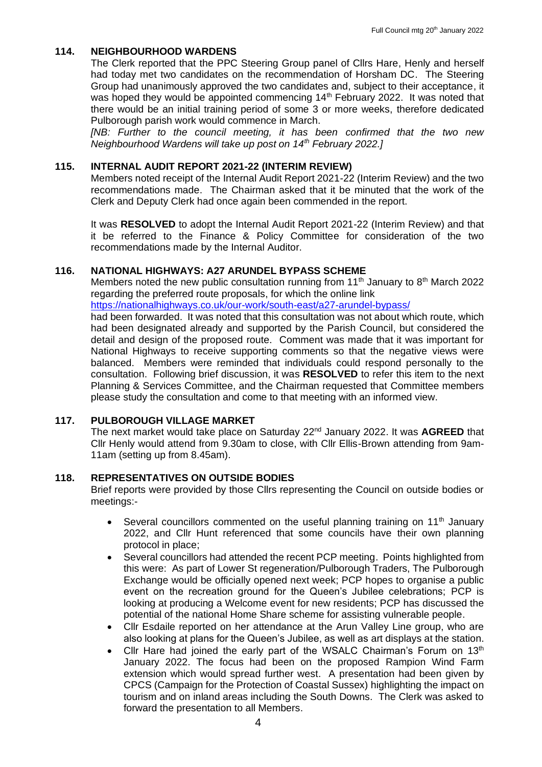## 114. NEIGHBOURHOOD WARDENS

The Clerk reported that the PPC Steering Group panel of Cllrs Hare, Henly and herself had today met two candidates on the recommendation of Horsham DC. The Steering Group had unanimously approved the two candidates and, subject to their acceptance, it was hoped they would be appointed commencing 14th February 2022. It was noted that there would be an initial training period of some 3 or more weeks, therefore dedicated Pulborough parish work would commence in March.

*[NB: Further to the council meeting, it has been confirmed that the two new Neighbourhood Wardens will take up post on 14th February 2022.]*

## 115. INTERNAL AUDIT REPORT 2021-22 (INTERIM REVIEW)

Members noted receipt of the Internal Audit Report 2021-22 (Interim Review) and the two recommendations made. The Chairman asked that it be minuted that the work of the Clerk and Deputy Clerk had once again been commended in the report.

It was **RESOLVED** to adopt the Internal Audit Report 2021-22 (Interim Review) and that it be referred to the Finance & Policy Committee for consideration of the two recommendations made by the Internal Auditor.

## 116. NATIONAL HIGHWAYS: A27 ARUNDEL BYPASS SCHEME

Members noted the new public consultation running from 11th January to 8th March 2022 regarding the preferred route proposals, for which the online link https://nationalhighways.co.uk/our-work/south-east/a27-arundel-bypass/ had been forwarded. It was noted that this consultation was not about which route, which had been designated already and supported by the Parish Council, but considered the detail and design of the proposed route. Comment was made that it was important for National Highways to receive supporting comments so that the negative views were balanced. Members were reminded that individuals could respond personally to the consultation. Following brief discussion, it was **RESOLVED** to refer this item to the next Planning & Services Committee, and the Chairman requested that Committee members please study the consultation and come to that meeting with an informed view.

## 117. PULBOROUGH VILLAGE MARKET

The next market would take place on Saturday 22nd January 2022. It was **AGREED** that Cllr Henly would attend from 9.30am to close, with Cllr Ellis-Brown attending from 9am-11am (setting up from 8.45am).

## 118. REPRESENTATIVES ON OUTSIDE BODIES

Brief reports were provided by those Cllrs representing the Council on outside bodies or meetings:-

- Several councillors commented on the useful planning training on 11th January 2022, and Cllr Hunt referenced that some councils have their own planning protocol in place;
- Several councillors had attended the recent PCP meeting. Points highlighted from this were: As part of Lower St regeneration/Pulborough Traders, The Pulborough Exchange would be officially opened next week; PCP hopes to organise a public event on the recreation ground for the Queen's Jubilee celebrations; PCP is looking at producing a Welcome event for new residents; PCP has discussed the potential of the national Home Share scheme for assisting vulnerable people.
- Cllr Esdaile reported on her attendance at the Arun Valley Line group, who are also looking at plans for the Queen's Jubilee, as well as art displays at the station.
- Cllr Hare had joined the early part of the WSALC Chairman's Forum on 13th January 2022. The focus had been on the proposed Rampion Wind Farm extension which would spread further west. A presentation had been given by CPCS (Campaign for the Protection of Coastal Sussex) highlighting the impact on tourism and on inland areas including the South Downs. The Clerk was asked to forward the presentation to all Members.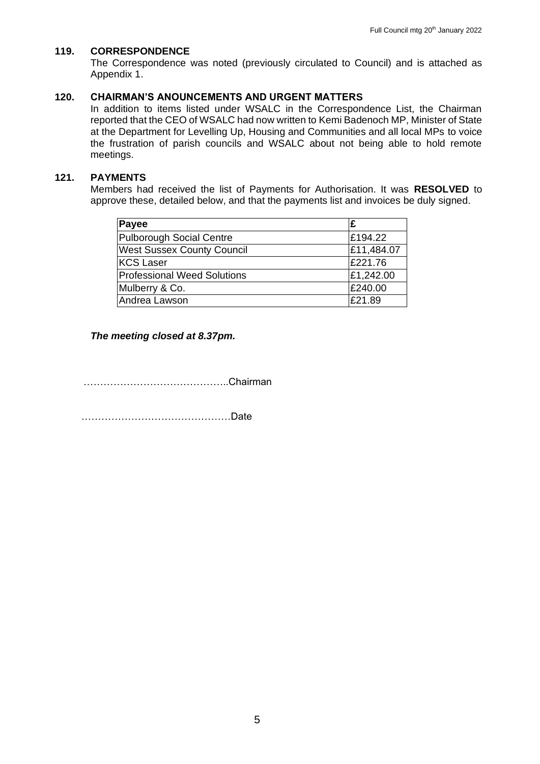## 119. CORRESPONDENCE

The Correspondence was noted (previously circulated to Council) and is attached as Appendix 1.

## 120. CHAIRMAN'S ANOUNCEMENTS AND URGENT MATTERS

In addition to items listed under WSALC in the Correspondence List, the Chairman reported that the CEO of WSALC had now written to Kemi Badenoch MP, Minister of State at the Department for Levelling Up, Housing and Communities and all local MPs to voice the frustration of parish councils and WSALC about not being able to hold remote meetings.

## 121. PAYMENTS

Members had received the list of Payments for Authorisation. It was **RESOLVED** to approve these, detailed below, and that the payments list and invoices be duly signed.

| Payee | £ |
|---|---|
| Pulborough Social Centre | £194.22 |
| West Sussex County Council | £11,484.07 |
| KCS Laser | £221.76 |
| Professional Weed Solutions | £1,242.00 |
| Mulberry & Co. | £240.00 |
| Andrea Lawson | £21.89 |

***The meeting closed at 8.37pm.***

……………………………………..Chairman

………………………………………Date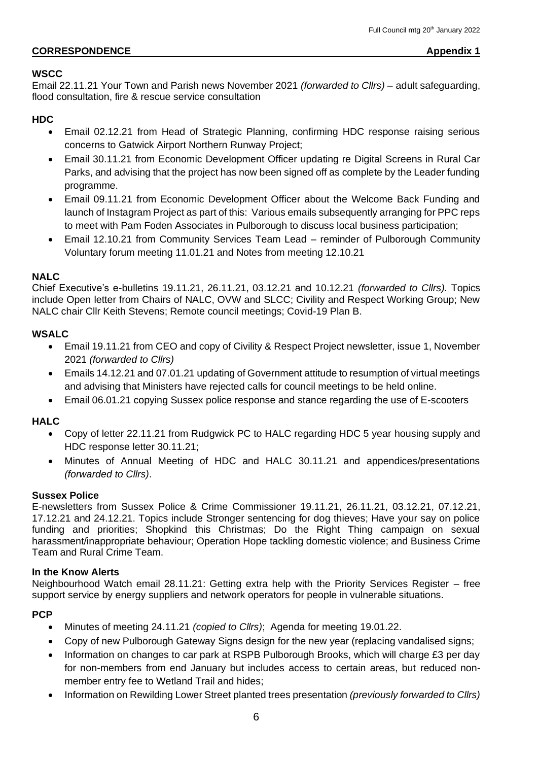## CORRESPONDENCE **Appendix 1**

### WSCC

Email 22.11.21 Your Town and Parish news November 2021 *(forwarded to Cllrs)* – adult safeguarding, flood consultation, fire & rescue service consultation

### HDC

- Email 02.12.21 from Head of Strategic Planning, confirming HDC response raising serious concerns to Gatwick Airport Northern Runway Project;
- Email 30.11.21 from Economic Development Officer updating re Digital Screens in Rural Car Parks, and advising that the project has now been signed off as complete by the Leader funding programme.
- Email 09.11.21 from Economic Development Officer about the Welcome Back Funding and launch of Instagram Project as part of this: Various emails subsequently arranging for PPC reps to meet with Pam Foden Associates in Pulborough to discuss local business participation;
- Email 12.10.21 from Community Services Team Lead – reminder of Pulborough Community Voluntary forum meeting 11.01.21 and Notes from meeting 12.10.21

### NALC

Chief Executive's e-bulletins 19.11.21, 26.11.21, 03.12.21 and 10.12.21 *(forwarded to Cllrs).* Topics include Open letter from Chairs of NALC, OVW and SLCC; Civility and Respect Working Group; New NALC chair Cllr Keith Stevens; Remote council meetings; Covid-19 Plan B.

### WSALC

- Email 19.11.21 from CEO and copy of Civility & Respect Project newsletter, issue 1, November 2021 *(forwarded to Cllrs)*
- Emails 14.12.21 and 07.01.21 updating of Government attitude to resumption of virtual meetings and advising that Ministers have rejected calls for council meetings to be held online.
- Email 06.01.21 copying Sussex police response and stance regarding the use of E-scooters

### HALC

- Copy of letter 22.11.21 from Rudgwick PC to HALC regarding HDC 5 year housing supply and HDC response letter 30.11.21;
- Minutes of Annual Meeting of HDC and HALC 30.11.21 and appendices/presentations *(forwarded to Cllrs)*.

### Sussex Police

E-newsletters from Sussex Police & Crime Commissioner 19.11.21, 26.11.21, 03.12.21, 07.12.21, 17.12.21 and 24.12.21. Topics include Stronger sentencing for dog thieves; Have your say on police funding and priorities; Shopkind this Christmas; Do the Right Thing campaign on sexual harassment/inappropriate behaviour; Operation Hope tackling domestic violence; and Business Crime Team and Rural Crime Team.

### In the Know Alerts

Neighbourhood Watch email 28.11.21: Getting extra help with the Priority Services Register – free support service by energy suppliers and network operators for people in vulnerable situations.

### PCP

- Minutes of meeting 24.11.21 *(copied to Cllrs)*; Agenda for meeting 19.01.22.
- Copy of new Pulborough Gateway Signs design for the new year (replacing vandalised signs;
- Information on changes to car park at RSPB Pulborough Brooks, which will charge £3 per day for non-members from end January but includes access to certain areas, but reduced non-member entry fee to Wetland Trail and hides;
- Information on Rewilding Lower Street planted trees presentation *(previously forwarded to Cllrs)*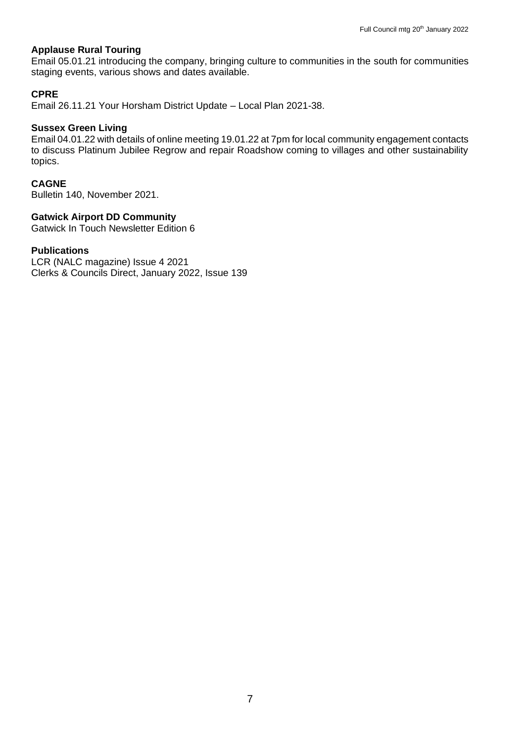**Applause Rural Touring**
Email 05.01.21 introducing the company, bringing culture to communities in the south for communities staging events, various shows and dates available.

**CPRE**
Email 26.11.21 Your Horsham District Update – Local Plan 2021-38.

**Sussex Green Living**
Email 04.01.22 with details of online meeting 19.01.22 at 7pm for local community engagement contacts to discuss Platinum Jubilee Regrow and repair Roadshow coming to villages and other sustainability topics.

**CAGNE**
Bulletin 140, November 2021.

**Gatwick Airport DD Community**
Gatwick In Touch Newsletter Edition 6

**Publications**
LCR (NALC magazine) Issue 4 2021
Clerks & Councils Direct, January 2022, Issue 139